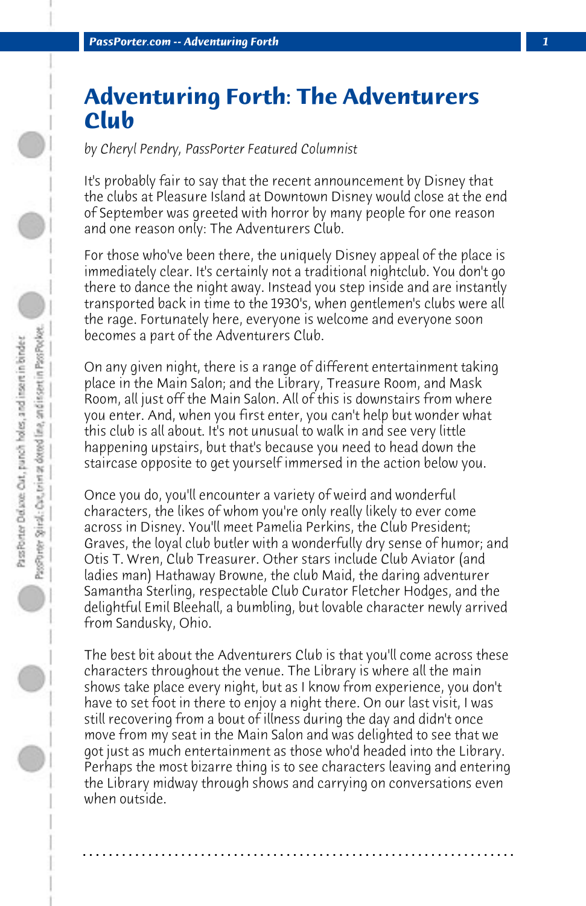# Adventuring Forth: The Adventurers Club

*by Cheryl Pendry, PassPorter Featured Columnist*

It's probably fair to say that the recent announcement by Disney that the clubs at Pleasure Island at Downtown Disney would close at the end of September was greeted with horror by many people for one reason and one reason only: The Adventurers Club.

For those who've been there, the uniquely Disney appeal of the place is immediately clear. It's certainly not a traditional nightclub. You don't go there to dance the night away. Instead you step inside and are instantly transported back in time to the 1930's, when gentlemen's clubs were all the rage. Fortunately here, everyone is welcome and everyone soon becomes a part of the Adventurers Club.

On any given night, there is a range of different entertainment taking place in the Main Salon; and the Library, Treasure Room, and Mask Room, all just off the Main Salon. All of this is downstairs from where you enter. And, when you first enter, you can't help but wonder what this club is all about. It's not unusual to walk in and see very little happening upstairs, but that's because you need to head down the staircase opposite to get yourself immersed in the action below you.

Once you do, you'll encounter a variety of weird and wonderful characters, the likes of whom you're only really likely to ever come across in Disney. You'll meet Pamelia Perkins, the Club President; Graves, the loyal club butler with a wonderfully dry sense of humor; and Otis T. Wren, Club Treasurer. Other stars include Club Aviator (and ladies man) Hathaway Browne, the club Maid, the daring adventurer Samantha Sterling, respectable Club Curator Fletcher Hodges, and the delightful Emil Bleehall, a bumbling, but lovable character newly arrived from Sandusky, Ohio.

The best bit about the Adventurers Club is that you'll come across these characters throughout the venue. The Library is where all the main shows take place every night, but as I know from experience, you don't have to set foot in there to enjoy a night there. On our last visit, I was still recovering from a bout of illness during the day and didn't once move from my seat in the Main Salon and was delighted to see that we got just as much entertainment as those who'd headed into the Library. Perhaps the most bizarre thing is to see characters leaving and entering the Library midway through shows and carrying on conversations even when outside.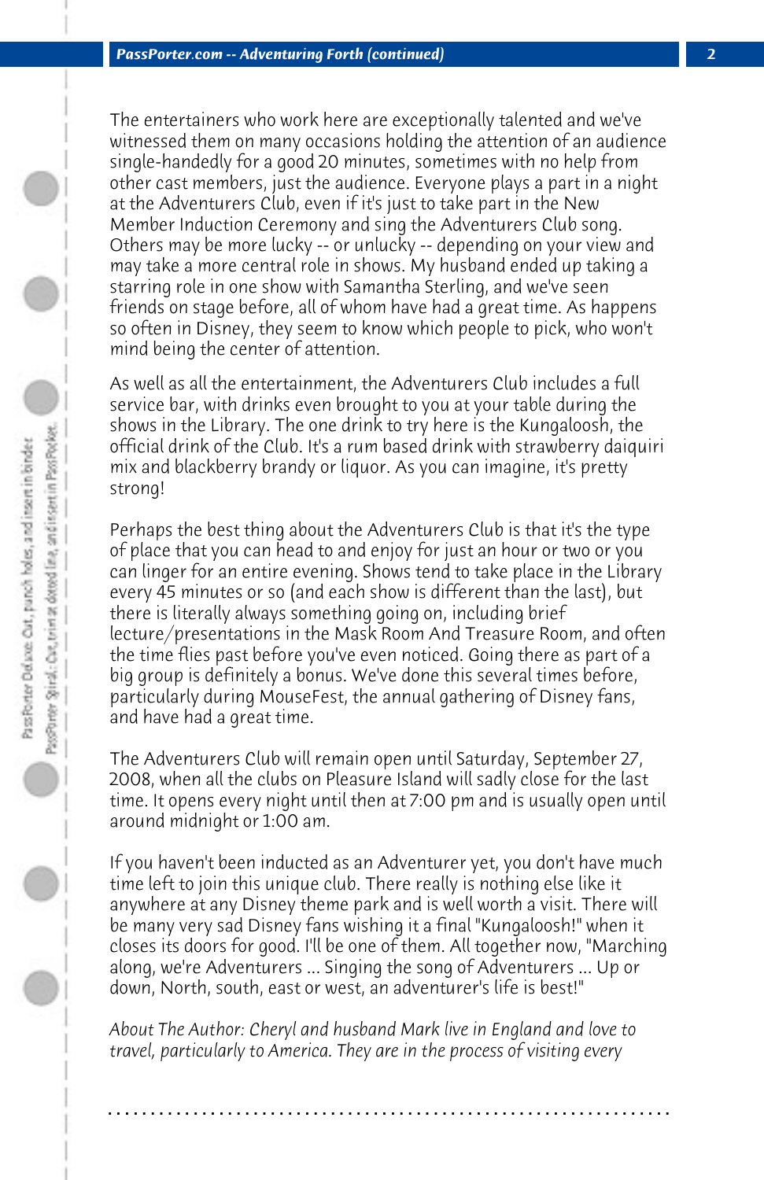The entertainers who work here are exceptionally talented and we've witnessed them on many occasions holding the attention of an audience single-handedly for a good 20 minutes, sometimes with no help from other cast members, just the audience. Everyone plays a part in a night at the Adventurers Club, even if it's just to take part in the New Member Induction Ceremony and sing the Adventurers Club song. Others may be more lucky -- or unlucky -- depending on your view and may take a more central role in shows. My husband ended up taking a starring role in one show with Samantha Sterling, and we've seen friends on stage before, all of whom have had a great time. As happens so often in Disney, they seem to know which people to pick, who won't mind being the center of attention.

As well as all the entertainment, the Adventurers Club includes a full service bar, with drinks even brought to you at your table during the shows in the Library. The one drink to try here is the Kungaloosh, the official drink of the Club. It's a rum based drink with strawberry daiquiri mix and blackberry brandy or liquor. As you can imagine, it's pretty strong!

Perhaps the best thing about the Adventurers Club is that it's the type of place that you can head to and enjoy for just an hour or two or you can linger for an entire evening. Shows tend to take place in the Library every 45 minutes or so (and each show is different than the last), but there is literally always something going on, including brief lecture/presentations in the Mask Room And Treasure Room, and often the time flies past before you've even noticed. Going there as part of a big group is definitely a bonus. We've done this several times before, particularly during MouseFest, the annual gathering of Disney fans, and have had a great time.

The Adventurers Club will remain open until Saturday, September 27, 2008, when all the clubs on Pleasure Island will sadly close for the last time. It opens every night until then at 7:00 pm and is usually open until around midnight or 1:00 am.

If you haven't been inducted as an Adventurer yet, you don't have much time left to join this unique club. There really is nothing else like it anywhere at any Disney theme park and is well worth a visit. There will be many very sad Disney fans wishing it a final "Kungaloosh!" when it closes its doors for good. I'll be one of them. All together now, "Marching along, we're Adventurers ... Singing the song of Adventurers ... Up or down, North, south, east or west, an adventurer's life is best!"

*About The Author: Cheryl and husband Mark live in England and love to travel, particularly to America. They are in the process of visiting every*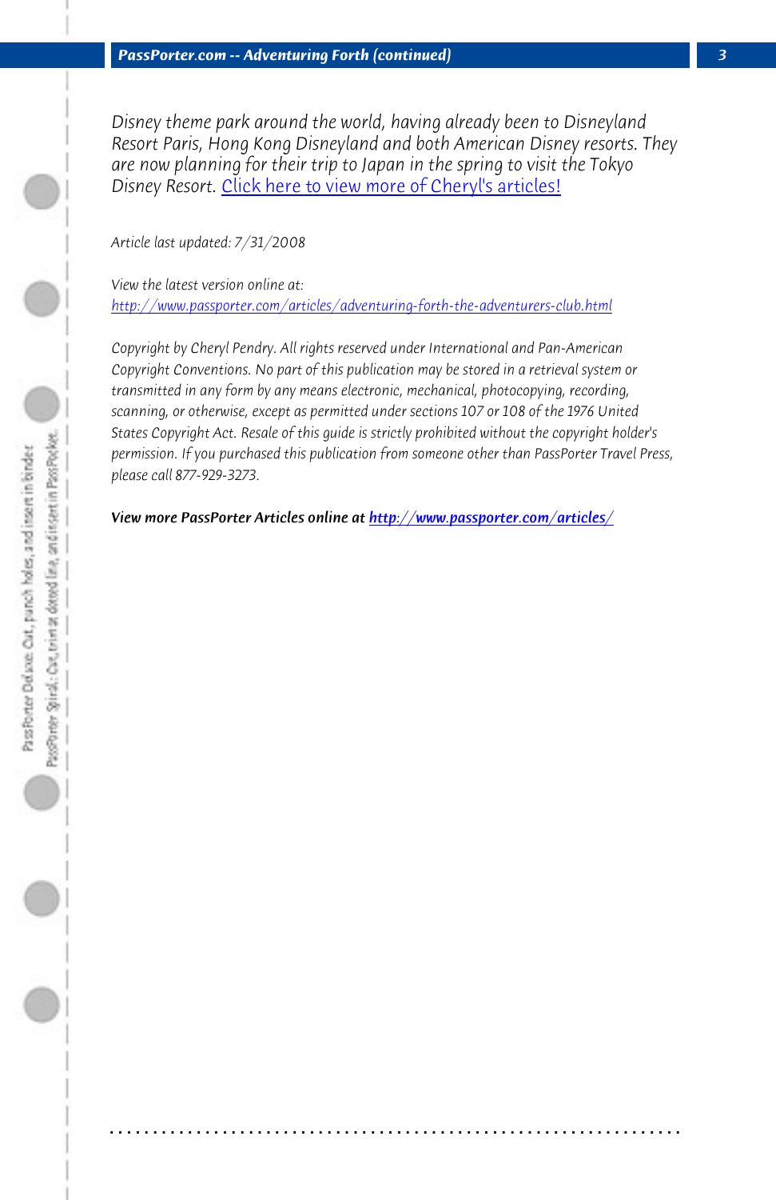*Disney theme park around the world, having already been to Disneyland Resort Paris, Hong Kong Disneyland and both American Disney resorts. They are now planning for their trip to Japan in the spring to visit the Tokyo Disney Resort. Click here to view more of Cheryl's articles!*

*Article last updated: 7/31/2008*

*View the latest version online at:*
*http://www.passporter.com/articles/adventuring-forth-the-adventurers-club.html*

*Copyright by Cheryl Pendry. All rights reserved under International and Pan-American Copyright Conventions. No part of this publication may be stored in a retrieval system or transmitted in any form by any means electronic, mechanical, photocopying, recording, scanning, or otherwise, except as permitted under sections 107 or 108 of the 1976 United States Copyright Act. Resale of this guide is strictly prohibited without the copyright holder's permission. If you purchased this publication from someone other than PassPorter Travel Press, please call 877-929-3273.*

***View more PassPorter Articles online at http://www.passporter.com/articles/***